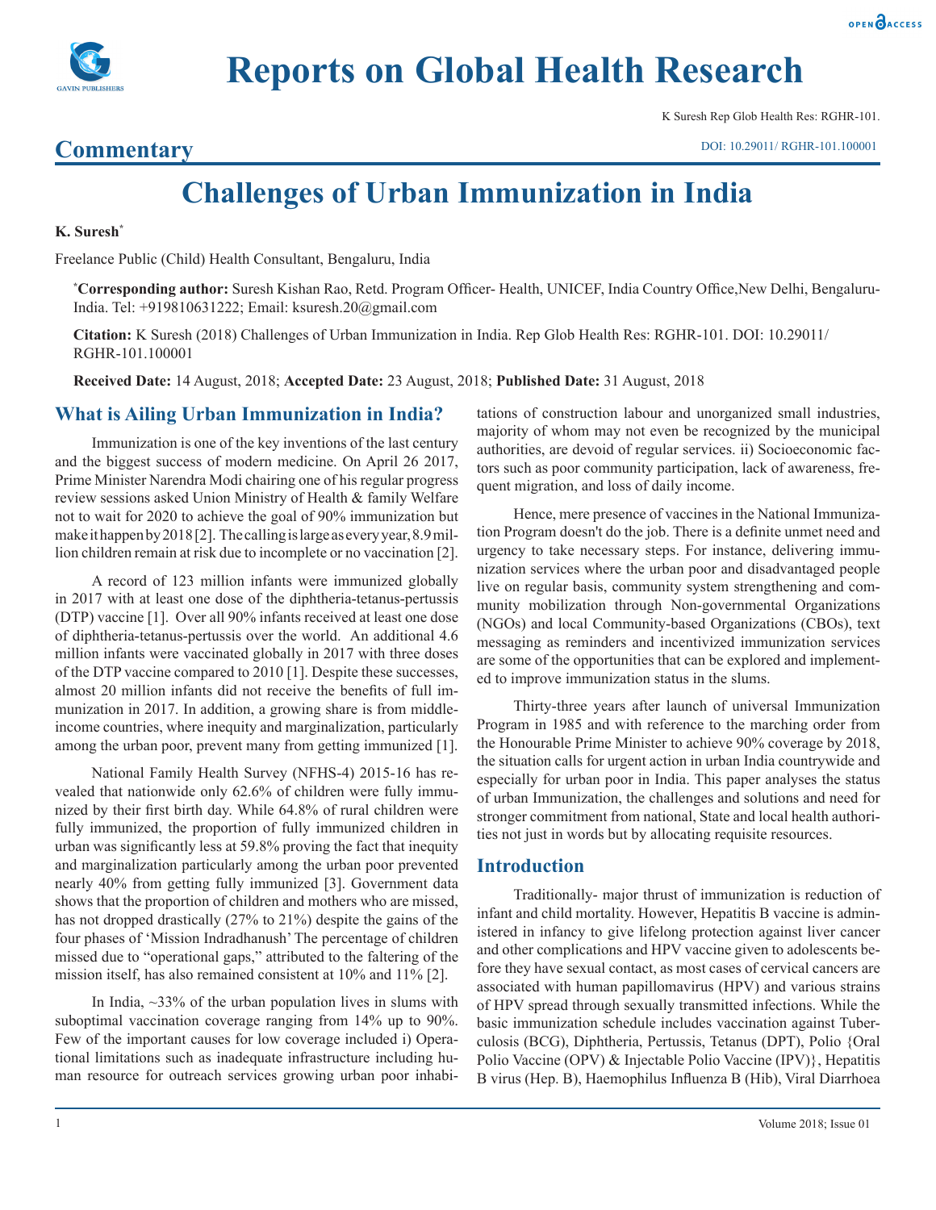# Reports on Global Health Research

K Suresh Rep Glob Health Res: RGHR-101.

**Commentary**

DOI: 10.29011/ RGHR-101.100001

# Challenges of Urban Immunization in India

**K. Suresh***

Freelance Public (Child) Health Consultant, Bengaluru, India

***Corresponding author:** Suresh Kishan Rao, Retd. Program Officer- Health, UNICEF, India Country Office,New Delhi, Bengaluru-India. Tel: +919810631222; Email: ksuresh.20@gmail.com

**Citation:** K Suresh (2018) Challenges of Urban Immunization in India. Rep Glob Health Res: RGHR-101. DOI: 10.29011/ RGHR-101.100001

**Received Date:** 14 August, 2018; **Accepted Date:** 23 August, 2018; **Published Date:** 31 August, 2018

## What is Ailing Urban Immunization in India?

Immunization is one of the key inventions of the last century and the biggest success of modern medicine. On April 26 2017, Prime Minister Narendra Modi chairing one of his regular progress review sessions asked Union Ministry of Health & family Welfare not to wait for 2020 to achieve the goal of 90% immunization but make it happen by 2018 [2]. The calling is large as every year, 8.9 million children remain at risk due to incomplete or no vaccination [2].

A record of 123 million infants were immunized globally in 2017 with at least one dose of the diphtheria-tetanus-pertussis (DTP) vaccine [1]. Over all 90% infants received at least one dose of diphtheria-tetanus-pertussis over the world. An additional 4.6 million infants were vaccinated globally in 2017 with three doses of the DTP vaccine compared to 2010 [1]. Despite these successes, almost 20 million infants did not receive the benefits of full immunization in 2017. In addition, a growing share is from middle-income countries, where inequity and marginalization, particularly among the urban poor, prevent many from getting immunized [1].

National Family Health Survey (NFHS-4) 2015-16 has revealed that nationwide only 62.6% of children were fully immunized by their first birth day. While 64.8% of rural children were fully immunized, the proportion of fully immunized children in urban was significantly less at 59.8% proving the fact that inequity and marginalization particularly among the urban poor prevented nearly 40% from getting fully immunized [3]. Government data shows that the proportion of children and mothers who are missed, has not dropped drastically (27% to 21%) despite the gains of the four phases of 'Mission Indradhanush' The percentage of children missed due to "operational gaps," attributed to the faltering of the mission itself, has also remained consistent at 10% and 11% [2].

In India, ~33% of the urban population lives in slums with suboptimal vaccination coverage ranging from 14% up to 90%. Few of the important causes for low coverage included i) Operational limitations such as inadequate infrastructure including human resource for outreach services growing urban poor inhabitations of construction labour and unorganized small industries, majority of whom may not even be recognized by the municipal authorities, are devoid of regular services. ii) Socioeconomic factors such as poor community participation, lack of awareness, frequent migration, and loss of daily income.

Hence, mere presence of vaccines in the National Immunization Program doesn't do the job. There is a definite unmet need and urgency to take necessary steps. For instance, delivering immunization services where the urban poor and disadvantaged people live on regular basis, community system strengthening and community mobilization through Non-governmental Organizations (NGOs) and local Community-based Organizations (CBOs), text messaging as reminders and incentivized immunization services are some of the opportunities that can be explored and implemented to improve immunization status in the slums.

Thirty-three years after launch of universal Immunization Program in 1985 and with reference to the marching order from the Honourable Prime Minister to achieve 90% coverage by 2018, the situation calls for urgent action in urban India countrywide and especially for urban poor in India. This paper analyses the status of urban Immunization, the challenges and solutions and need for stronger commitment from national, State and local health authorities not just in words but by allocating requisite resources.

## Introduction

Traditionally- major thrust of immunization is reduction of infant and child mortality. However, Hepatitis B vaccine is administered in infancy to give lifelong protection against liver cancer and other complications and HPV vaccine given to adolescents before they have sexual contact, as most cases of cervical cancers are associated with human papillomavirus (HPV) and various strains of HPV spread through sexually transmitted infections. While the basic immunization schedule includes vaccination against Tuberculosis (BCG), Diphtheria, Pertussis, Tetanus (DPT), Polio {Oral Polio Vaccine (OPV) & Injectable Polio Vaccine (IPV)}, Hepatitis B virus (Hep. B), Haemophilus Influenza B (Hib), Viral Diarrhoea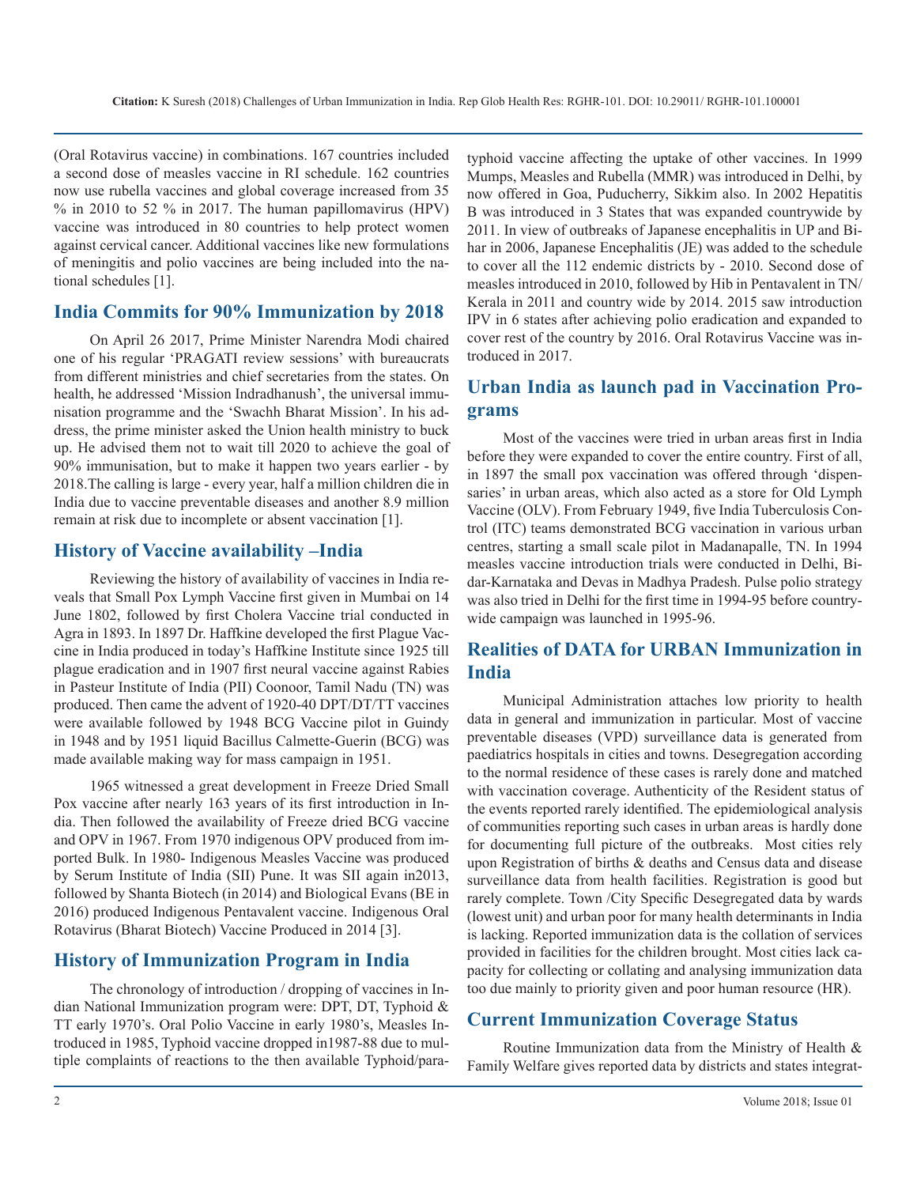(Oral Rotavirus vaccine) in combinations. 167 countries included a second dose of measles vaccine in RI schedule. 162 countries now use rubella vaccines and global coverage increased from 35 % in 2010 to 52 % in 2017. The human papillomavirus (HPV) vaccine was introduced in 80 countries to help protect women against cervical cancer. Additional vaccines like new formulations of meningitis and polio vaccines are being included into the national schedules [1].

## India Commits for 90% Immunization by 2018

On April 26 2017, Prime Minister Narendra Modi chaired one of his regular 'PRAGATI review sessions' with bureaucrats from different ministries and chief secretaries from the states. On health, he addressed 'Mission Indradhanush', the universal immunisation programme and the 'Swachh Bharat Mission'. In his address, the prime minister asked the Union health ministry to buck up. He advised them not to wait till 2020 to achieve the goal of 90% immunisation, but to make it happen two years earlier - by 2018.The calling is large - every year, half a million children die in India due to vaccine preventable diseases and another 8.9 million remain at risk due to incomplete or absent vaccination [1].

## History of Vaccine availability –India

Reviewing the history of availability of vaccines in India reveals that Small Pox Lymph Vaccine first given in Mumbai on 14 June 1802, followed by first Cholera Vaccine trial conducted in Agra in 1893. In 1897 Dr. Haffkine developed the first Plague Vaccine in India produced in today's Haffkine Institute since 1925 till plague eradication and in 1907 first neural vaccine against Rabies in Pasteur Institute of India (PII) Coonoor, Tamil Nadu (TN) was produced. Then came the advent of 1920-40 DPT/DT/TT vaccines were available followed by 1948 BCG Vaccine pilot in Guindy in 1948 and by 1951 liquid Bacillus Calmette-Guerin (BCG) was made available making way for mass campaign in 1951.

1965 witnessed a great development in Freeze Dried Small Pox vaccine after nearly 163 years of its first introduction in India. Then followed the availability of Freeze dried BCG vaccine and OPV in 1967. From 1970 indigenous OPV produced from imported Bulk. In 1980- Indigenous Measles Vaccine was produced by Serum Institute of India (SII) Pune. It was SII again in2013, followed by Shanta Biotech (in 2014) and Biological Evans (BE in 2016) produced Indigenous Pentavalent vaccine. Indigenous Oral Rotavirus (Bharat Biotech) Vaccine Produced in 2014 [3].

## History of Immunization Program in India

The chronology of introduction / dropping of vaccines in Indian National Immunization program were: DPT, DT, Typhoid & TT early 1970's. Oral Polio Vaccine in early 1980's, Measles Introduced in 1985, Typhoid vaccine dropped in1987-88 due to multiple complaints of reactions to the then available Typhoid/paratyphoid vaccine affecting the uptake of other vaccines. In 1999 Mumps, Measles and Rubella (MMR) was introduced in Delhi, by now offered in Goa, Puducherry, Sikkim also. In 2002 Hepatitis B was introduced in 3 States that was expanded countrywide by 2011. In view of outbreaks of Japanese encephalitis in UP and Bihar in 2006, Japanese Encephalitis (JE) was added to the schedule to cover all the 112 endemic districts by - 2010. Second dose of measles introduced in 2010, followed by Hib in Pentavalent in TN/ Kerala in 2011 and country wide by 2014. 2015 saw introduction IPV in 6 states after achieving polio eradication and expanded to cover rest of the country by 2016. Oral Rotavirus Vaccine was introduced in 2017.

## Urban India as launch pad in Vaccination Programs

Most of the vaccines were tried in urban areas first in India before they were expanded to cover the entire country. First of all, in 1897 the small pox vaccination was offered through 'dispensaries' in urban areas, which also acted as a store for Old Lymph Vaccine (OLV). From February 1949, five India Tuberculosis Control (ITC) teams demonstrated BCG vaccination in various urban centres, starting a small scale pilot in Madanapalle, TN. In 1994 measles vaccine introduction trials were conducted in Delhi, Bidar-Karnataka and Devas in Madhya Pradesh. Pulse polio strategy was also tried in Delhi for the first time in 1994-95 before countrywide campaign was launched in 1995-96.

## Realities of DATA for URBAN Immunization in India

Municipal Administration attaches low priority to health data in general and immunization in particular. Most of vaccine preventable diseases (VPD) surveillance data is generated from paediatrics hospitals in cities and towns. Desegregation according to the normal residence of these cases is rarely done and matched with vaccination coverage. Authenticity of the Resident status of the events reported rarely identified. The epidemiological analysis of communities reporting such cases in urban areas is hardly done for documenting full picture of the outbreaks. Most cities rely upon Registration of births & deaths and Census data and disease surveillance data from health facilities. Registration is good but rarely complete. Town /City Specific Desegregated data by wards (lowest unit) and urban poor for many health determinants in India is lacking. Reported immunization data is the collation of services provided in facilities for the children brought. Most cities lack capacity for collecting or collating and analysing immunization data too due mainly to priority given and poor human resource (HR).

## Current Immunization Coverage Status

Routine Immunization data from the Ministry of Health & Family Welfare gives reported data by districts and states integrat-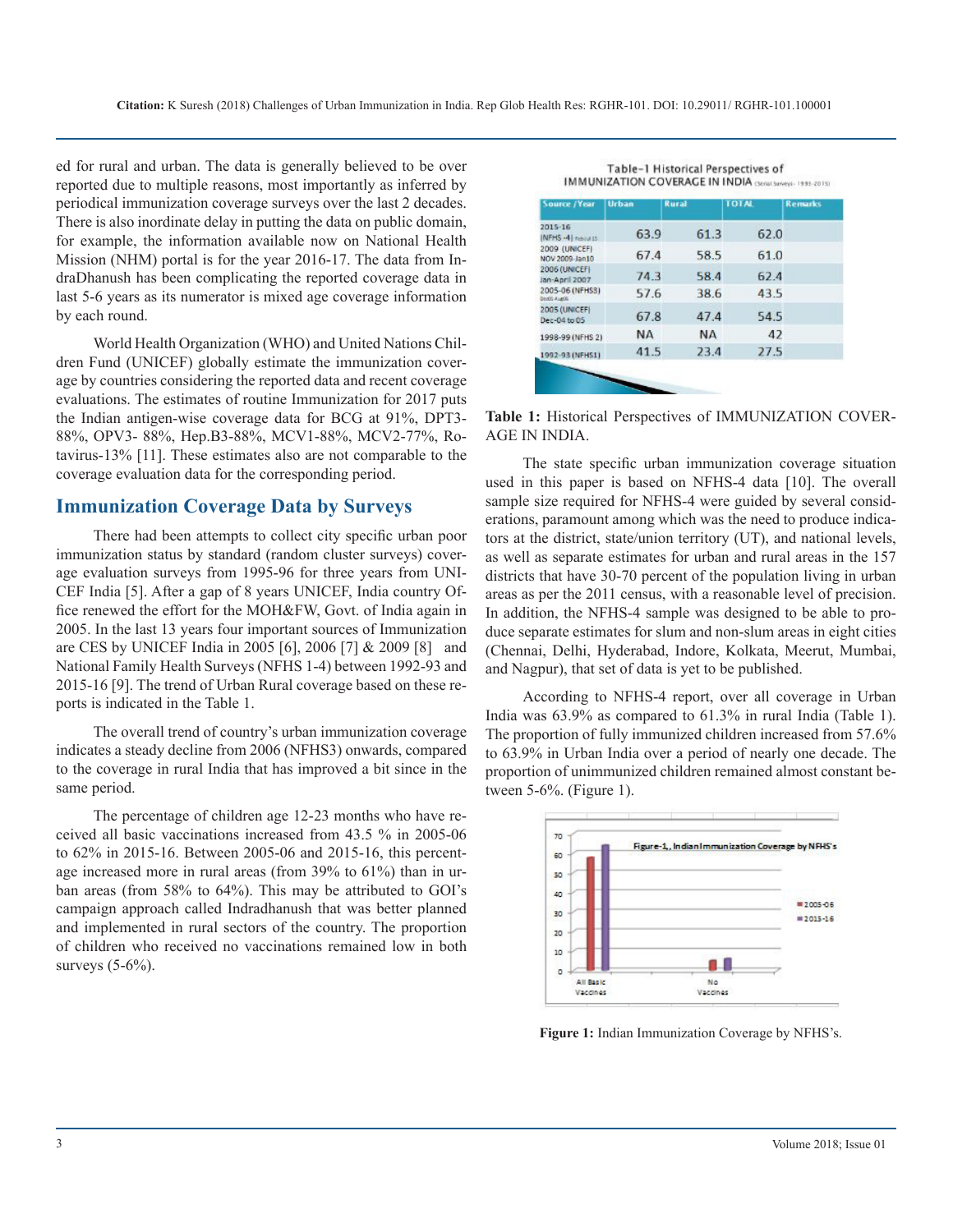ed for rural and urban. The data is generally believed to be over reported due to multiple reasons, most importantly as inferred by periodical immunization coverage surveys over the last 2 decades. There is also inordinate delay in putting the data on public domain, for example, the information available now on National Health Mission (NHM) portal is for the year 2016-17. The data from IndraDhanush has been complicating the reported coverage data in last 5-6 years as its numerator is mixed age coverage information by each round.

World Health Organization (WHO) and United Nations Children Fund (UNICEF) globally estimate the immunization coverage by countries considering the reported data and recent coverage evaluations. The estimates of routine Immunization for 2017 puts the Indian antigen-wise coverage data for BCG at 91%, DPT3-88%, OPV3- 88%, Hep.B3-88%, MCV1-88%, MCV2-77%, Rotavirus-13% [11]. These estimates also are not comparable to the coverage evaluation data for the corresponding period.

## Immunization Coverage Data by Surveys

There had been attempts to collect city specific urban poor immunization status by standard (random cluster surveys) coverage evaluation surveys from 1995-96 for three years from UNICEF India [5]. After a gap of 8 years UNICEF, India country Office renewed the effort for the MOH&FW, Govt. of India again in 2005. In the last 13 years four important sources of Immunization are CES by UNICEF India in 2005 [6], 2006 [7] & 2009 [8] and National Family Health Surveys (NFHS 1-4) between 1992-93 and 2015-16 [9]. The trend of Urban Rural coverage based on these reports is indicated in the Table 1.

The overall trend of country's urban immunization coverage indicates a steady decline from 2006 (NFHS3) onwards, compared to the coverage in rural India that has improved a bit since in the same period.

The percentage of children age 12-23 months who have received all basic vaccinations increased from 43.5 % in 2005-06 to 62% in 2015-16. Between 2005-06 and 2015-16, this percentage increased more in rural areas (from 39% to 61%) than in urban areas (from 58% to 64%). This may be attributed to GOI's campaign approach called Indradhanush that was better planned and implemented in rural sectors of the country. The proportion of children who received no vaccinations remained low in both surveys (5-6%).

Table-1 Historical Perspectives of IMMUNIZATION COVERAGE IN INDIA (Serial Surveys - 1993-2015)

| Source / Year | Urban | Rural | TOTAL | Remarks |
|---|---|---|---|---|
| 2015-16 (NFHS -4) Feb-Jul 15 | 63.9 | 61.3 | 62.0 | |
| 2009 (UNICEF) NOV 2009-Jan10 | 67.4 | 58.5 | 61.0 | |
| 2006 (UNICEF) Jan-April 2007 | 74.3 | 58.4 | 62.4 | |
| 2005-06 (NFHS3) Dec05-Aug06 | 57.6 | 38.6 | 43.5 | |
| 2005 (UNICEF) Dec-04 to 05 | 67.8 | 47.4 | 54.5 | |
| 1998-99 (NFHS 2) | NA | NA | 42 | |
| 1992-93 (NFHS1) | 41.5 | 23.4 | 27.5 | |

**Table 1:** Historical Perspectives of IMMUNIZATION COVERAGE IN INDIA.

The state specific urban immunization coverage situation used in this paper is based on NFHS-4 data [10]. The overall sample size required for NFHS-4 were guided by several considerations, paramount among which was the need to produce indicators at the district, state/union territory (UT), and national levels, as well as separate estimates for urban and rural areas in the 157 districts that have 30-70 percent of the population living in urban areas as per the 2011 census, with a reasonable level of precision. In addition, the NFHS-4 sample was designed to be able to produce separate estimates for slum and non-slum areas in eight cities (Chennai, Delhi, Hyderabad, Indore, Kolkata, Meerut, Mumbai, and Nagpur), that set of data is yet to be published.

According to NFHS-4 report, over all coverage in Urban India was 63.9% as compared to 61.3% in rural India (Table 1). The proportion of fully immunized children increased from 57.6% to 63.9% in Urban India over a period of nearly one decade. The proportion of unimmunized children remained almost constant between 5-6%. (Figure 1).

**Figure 1:** Indian Immunization Coverage by NFHS's.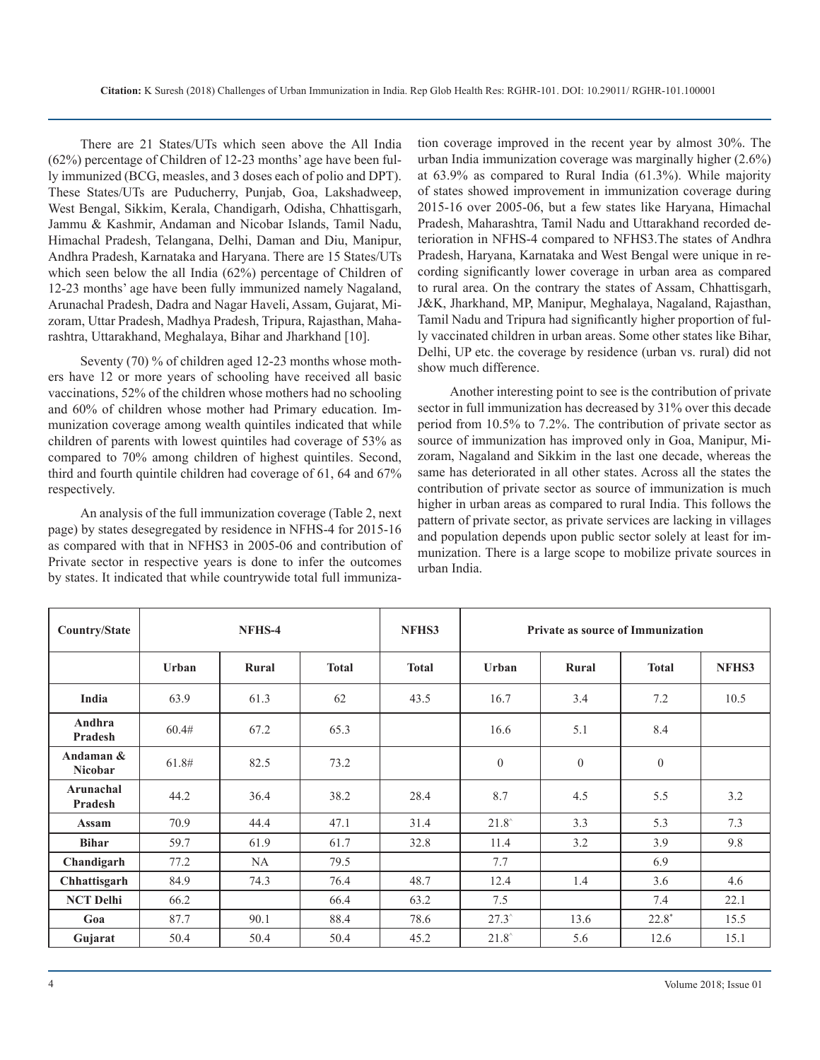There are 21 States/UTs which seen above the All India (62%) percentage of Children of 12-23 months' age have been fully immunized (BCG, measles, and 3 doses each of polio and DPT). These States/UTs are Puducherry, Punjab, Goa, Lakshadweep, West Bengal, Sikkim, Kerala, Chandigarh, Odisha, Chhattisgarh, Jammu & Kashmir, Andaman and Nicobar Islands, Tamil Nadu, Himachal Pradesh, Telangana, Delhi, Daman and Diu, Manipur, Andhra Pradesh, Karnataka and Haryana. There are 15 States/UTs which seen below the all India (62%) percentage of Children of 12-23 months' age have been fully immunized namely Nagaland, Arunachal Pradesh, Dadra and Nagar Haveli, Assam, Gujarat, Mizoram, Uttar Pradesh, Madhya Pradesh, Tripura, Rajasthan, Maharashtra, Uttarakhand, Meghalaya, Bihar and Jharkhand [10].

Seventy (70) % of children aged 12-23 months whose mothers have 12 or more years of schooling have received all basic vaccinations, 52% of the children whose mothers had no schooling and 60% of children whose mother had Primary education. Immunization coverage among wealth quintiles indicated that while children of parents with lowest quintiles had coverage of 53% as compared to 70% among children of highest quintiles. Second, third and fourth quintile children had coverage of 61, 64 and 67% respectively.

An analysis of the full immunization coverage (Table 2, next page) by states desegregated by residence in NFHS-4 for 2015-16 as compared with that in NFHS3 in 2005-06 and contribution of Private sector in respective years is done to infer the outcomes by states. It indicated that while countrywide total full immunization coverage improved in the recent year by almost 30%. The urban India immunization coverage was marginally higher (2.6%) at 63.9% as compared to Rural India (61.3%). While majority of states showed improvement in immunization coverage during 2015-16 over 2005-06, but a few states like Haryana, Himachal Pradesh, Maharashtra, Tamil Nadu and Uttarakhand recorded deterioration in NFHS-4 compared to NFHS3.The states of Andhra Pradesh, Haryana, Karnataka and West Bengal were unique in recording significantly lower coverage in urban area as compared to rural area. On the contrary the states of Assam, Chhattisgarh, J&K, Jharkhand, MP, Manipur, Meghalaya, Nagaland, Rajasthan, Tamil Nadu and Tripura had significantly higher proportion of fully vaccinated children in urban areas. Some other states like Bihar, Delhi, UP etc. the coverage by residence (urban vs. rural) did not show much difference.

Another interesting point to see is the contribution of private sector in full immunization has decreased by 31% over this decade period from 10.5% to 7.2%. The contribution of private sector as source of immunization has improved only in Goa, Manipur, Mizoram, Nagaland and Sikkim in the last one decade, whereas the same has deteriorated in all other states. Across all the states the contribution of private sector as source of immunization is much higher in urban areas as compared to rural India. This follows the pattern of private sector, as private services are lacking in villages and population depends upon public sector solely at least for immunization. There is a large scope to mobilize private sources in urban India.

| Country/State | NFHS-4 | | | NFHS3 | Private as source of Immunization | | | |
|---|---|---|---|---|---|---|---|---|
| | Urban | Rural | Total | Total | Urban | Rural | Total | NFHS3 |
| India | 63.9 | 61.3 | 62 | 43.5 | 16.7 | 3.4 | 7.2 | 10.5 |
| Andhra Pradesh | 60.4# | 67.2 | 65.3 | | 16.6 | 5.1 | 8.4 | |
| Andaman & Nicobar | 61.8# | 82.5 | 73.2 | | 0 | 0 | 0 | |
| Arunachal Pradesh | 44.2 | 36.4 | 38.2 | 28.4 | 8.7 | 4.5 | 5.5 | 3.2 |
| Assam | 70.9 | 44.4 | 47.1 | 31.4 | 21.8^ | 3.3 | 5.3 | 7.3 |
| Bihar | 59.7 | 61.9 | 61.7 | 32.8 | 11.4 | 3.2 | 3.9 | 9.8 |
| Chandigarh | 77.2 | NA | 79.5 | | 7.7 | | 6.9 | |
| Chhattisgarh | 84.9 | 74.3 | 76.4 | 48.7 | 12.4 | 1.4 | 3.6 | 4.6 |
| NCT Delhi | 66.2 | | 66.4 | 63.2 | 7.5 | | 7.4 | 22.1 |
| Goa | 87.7 | 90.1 | 88.4 | 78.6 | 27.3^ | 13.6 | 22.8* | 15.5 |
| Gujarat | 50.4 | 50.4 | 50.4 | 45.2 | 21.8^ | 5.6 | 12.6 | 15.1 |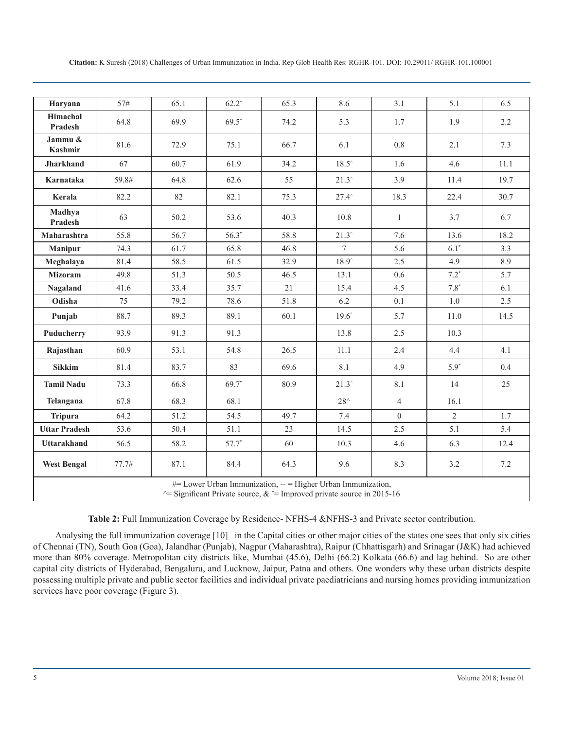| Haryana | 57# | 65.1 | 62.2* | 65.3 | 8.6 | 3.1 | 5.1 | 6.5 |
|---|---|---|---|---|---|---|---|---|
| Himachal Pradesh | 64.8 | 69.9 | 69.5* | 74.2 | 5.3 | 1.7 | 1.9 | 2.2 |
| Jammu & Kashmir | 81.6 | 72.9 | 75.1 | 66.7 | 6.1 | 0.8 | 2.1 | 7.3 |
| Jharkhand | 67 | 60.7 | 61.9 | 34.2 | 18.5^ | 1.6 | 4.6 | 11.1 |
| Karnataka | 59.8# | 64.8 | 62.6 | 55 | 21.3^ | 3.9 | 11.4 | 19.7 |
| Kerala | 82.2 | 82 | 82.1 | 75.3 | 27.4^ | 18.3 | 22.4 | 30.7 |
| Madhya Pradesh | 63 | 50.2 | 53.6 | 40.3 | 10.8 | 1 | 3.7 | 6.7 |
| Maharashtra | 55.8 | 56.7 | 56.3* | 58.8 | 21.3^ | 7.6 | 13.6 | 18.2 |
| Manipur | 74.3 | 61.7 | 65.8 | 46.8 | 7 | 5.6 | 6.1* | 3.3 |
| Meghalaya | 81.4 | 58.5 | 61.5 | 32.9 | 18.9^ | 2.5 | 4.9 | 8.9 |
| Mizoram | 49.8 | 51.3 | 50.5 | 46.5 | 13.1 | 0.6 | 7.2* | 5.7 |
| Nagaland | 41.6 | 33.4 | 35.7 | 21 | 15.4 | 4.5 | 7.8* | 6.1 |
| Odisha | 75 | 79.2 | 78.6 | 51.8 | 6.2 | 0.1 | 1.0 | 2.5 |
| Punjab | 88.7 | 89.3 | 89.1 | 60.1 | 19.6^ | 5.7 | 11.0 | 14.5 |
| Puducherry | 93.9 | 91.3 | 91.3 | | 13.8 | 2.5 | 10.3 | |
| Rajasthan | 60.9 | 53.1 | 54.8 | 26.5 | 11.1 | 2.4 | 4.4 | 4.1 |
| Sikkim | 81.4 | 83.7 | 83 | 69.6 | 8.1 | 4.9 | 5.9* | 0.4 |
| Tamil Nadu | 73.3 | 66.8 | 69.7* | 80.9 | 21.3^ | 8.1 | 14 | 25 |
| Telangana | 67.8 | 68.3 | 68.1 | | 28^ | 4 | 16.1 | |
| Tripura | 64.2 | 51.2 | 54.5 | 49.7 | 7.4 | 0 | 2 | 1.7 |
| Uttar Pradesh | 53.6 | 50.4 | 51.1 | 23 | 14.5 | 2.5 | 5.1 | 5.4 |
| Uttarakhand | 56.5 | 58.2 | 57.7* | 60 | 10.3 | 4.6 | 6.3 | 12.4 |
| West Bengal | 77.7# | 87.1 | 84.4 | 64.3 | 9.6 | 8.3 | 3.2 | 7.2 |
| #= Lower Urban Immunization, -- = Higher Urban Immunization, ^= Significant Private source, & *= Improved private source in 2015-16 | | | | | | | | |

**Table 2:** Full Immunization Coverage by Residence- NFHS-4 &NFHS-3 and Private sector contribution.

Analysing the full immunization coverage [10] in the Capital cities or other major cities of the states one sees that only six cities of Chennai (TN), South Goa (Goa), Jalandhar (Punjab), Nagpur (Maharashtra), Raipur (Chhattisgarh) and Srinagar (J&K) had achieved more than 80% coverage. Metropolitan city districts like, Mumbai (45.6), Delhi (66.2) Kolkata (66.6) and lag behind. So are other capital city districts of Hyderabad, Bengaluru, and Lucknow, Jaipur, Patna and others. One wonders why these urban districts despite possessing multiple private and public sector facilities and individual private paediatricians and nursing homes providing immunization services have poor coverage (Figure 3).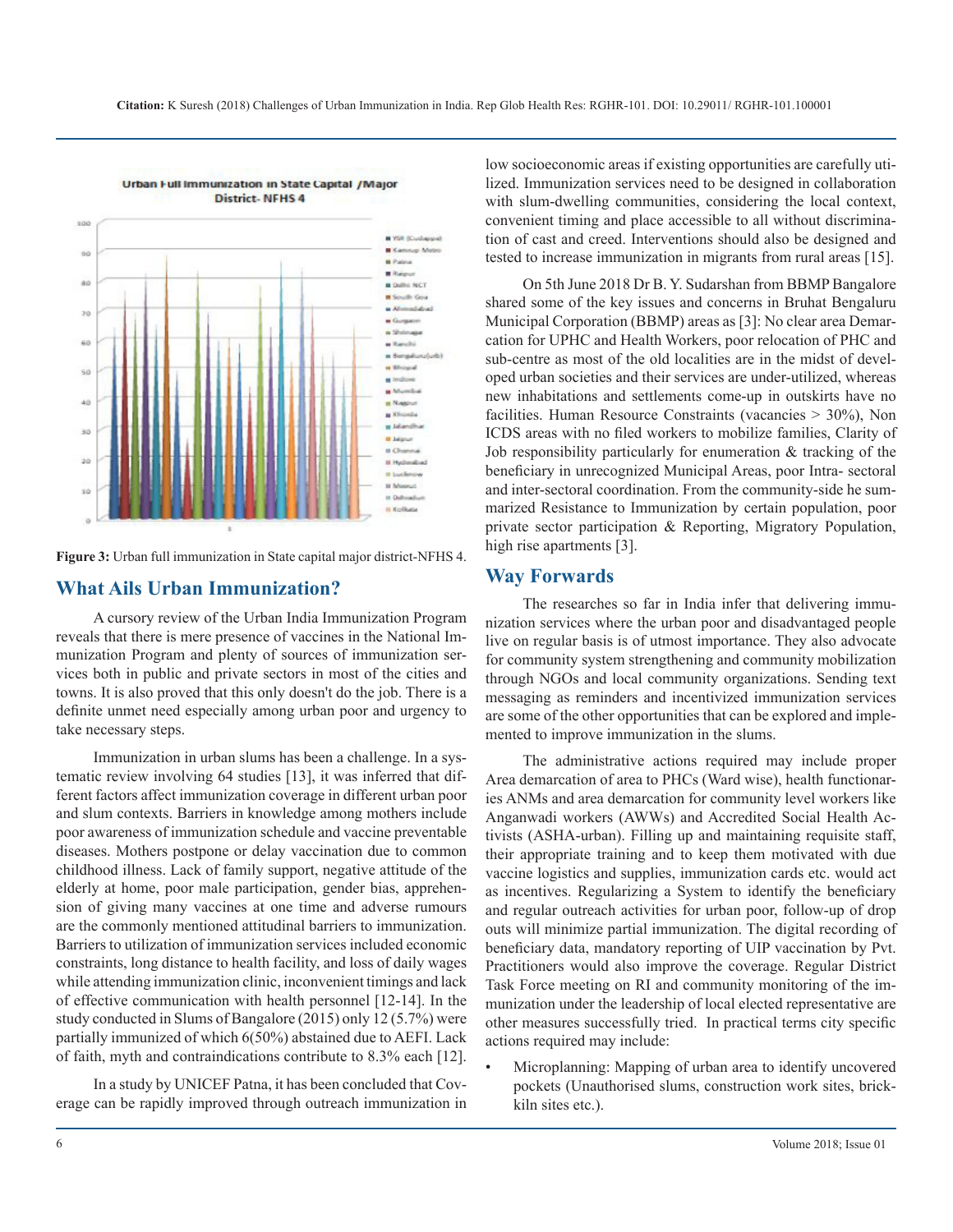Figure 3: Urban full immunization in State capital major district-NFHS 4.

## What Ails Urban Immunization?

A cursory review of the Urban India Immunization Program reveals that there is mere presence of vaccines in the National Immunization Program and plenty of sources of immunization services both in public and private sectors in most of the cities and towns. It is also proved that this only doesn't do the job. There is a definite unmet need especially among urban poor and urgency to take necessary steps.

Immunization in urban slums has been a challenge. In a systematic review involving 64 studies [13], it was inferred that different factors affect immunization coverage in different urban poor and slum contexts. Barriers in knowledge among mothers include poor awareness of immunization schedule and vaccine preventable diseases. Mothers postpone or delay vaccination due to common childhood illness. Lack of family support, negative attitude of the elderly at home, poor male participation, gender bias, apprehension of giving many vaccines at one time and adverse rumours are the commonly mentioned attitudinal barriers to immunization. Barriers to utilization of immunization services included economic constraints, long distance to health facility, and loss of daily wages while attending immunization clinic, inconvenient timings and lack of effective communication with health personnel [12-14]. In the study conducted in Slums of Bangalore (2015) only 12 (5.7%) were partially immunized of which 6(50%) abstained due to AEFI. Lack of faith, myth and contraindications contribute to 8.3% each [12].

In a study by UNICEF Patna, it has been concluded that Coverage can be rapidly improved through outreach immunization in low socioeconomic areas if existing opportunities are carefully utilized. Immunization services need to be designed in collaboration with slum-dwelling communities, considering the local context, convenient timing and place accessible to all without discrimination of cast and creed. Interventions should also be designed and tested to increase immunization in migrants from rural areas [15].

On 5th June 2018 Dr B. Y. Sudarshan from BBMP Bangalore shared some of the key issues and concerns in Bruhat Bengaluru Municipal Corporation (BBMP) areas as [3]: No clear area Demarcation for UPHC and Health Workers, poor relocation of PHC and sub-centre as most of the old localities are in the midst of developed urban societies and their services are under-utilized, whereas new inhabitations and settlements come-up in outskirts have no facilities. Human Resource Constraints (vacancies > 30%), Non ICDS areas with no filed workers to mobilize families, Clarity of Job responsibility particularly for enumeration & tracking of the beneficiary in unrecognized Municipal Areas, poor Intra- sectoral and inter-sectoral coordination. From the community-side he summarized Resistance to Immunization by certain population, poor private sector participation & Reporting, Migratory Population, high rise apartments [3].

## Way Forwards

The researches so far in India infer that delivering immunization services where the urban poor and disadvantaged people live on regular basis is of utmost importance. They also advocate for community system strengthening and community mobilization through NGOs and local community organizations. Sending text messaging as reminders and incentivized immunization services are some of the other opportunities that can be explored and implemented to improve immunization in the slums.

The administrative actions required may include proper Area demarcation of area to PHCs (Ward wise), health functionaries ANMs and area demarcation for community level workers like Anganwadi workers (AWWs) and Accredited Social Health Activists (ASHA-urban). Filling up and maintaining requisite staff, their appropriate training and to keep them motivated with due vaccine logistics and supplies, immunization cards etc. would act as incentives. Regularizing a System to identify the beneficiary and regular outreach activities for urban poor, follow-up of drop outs will minimize partial immunization. The digital recording of beneficiary data, mandatory reporting of UIP vaccination by Pvt. Practitioners would also improve the coverage. Regular District Task Force meeting on RI and community monitoring of the immunization under the leadership of local elected representative are other measures successfully tried. In practical terms city specific actions required may include:

- Microplanning: Mapping of urban area to identify uncovered pockets (Unauthorised slums, construction work sites, brick-kiln sites etc.).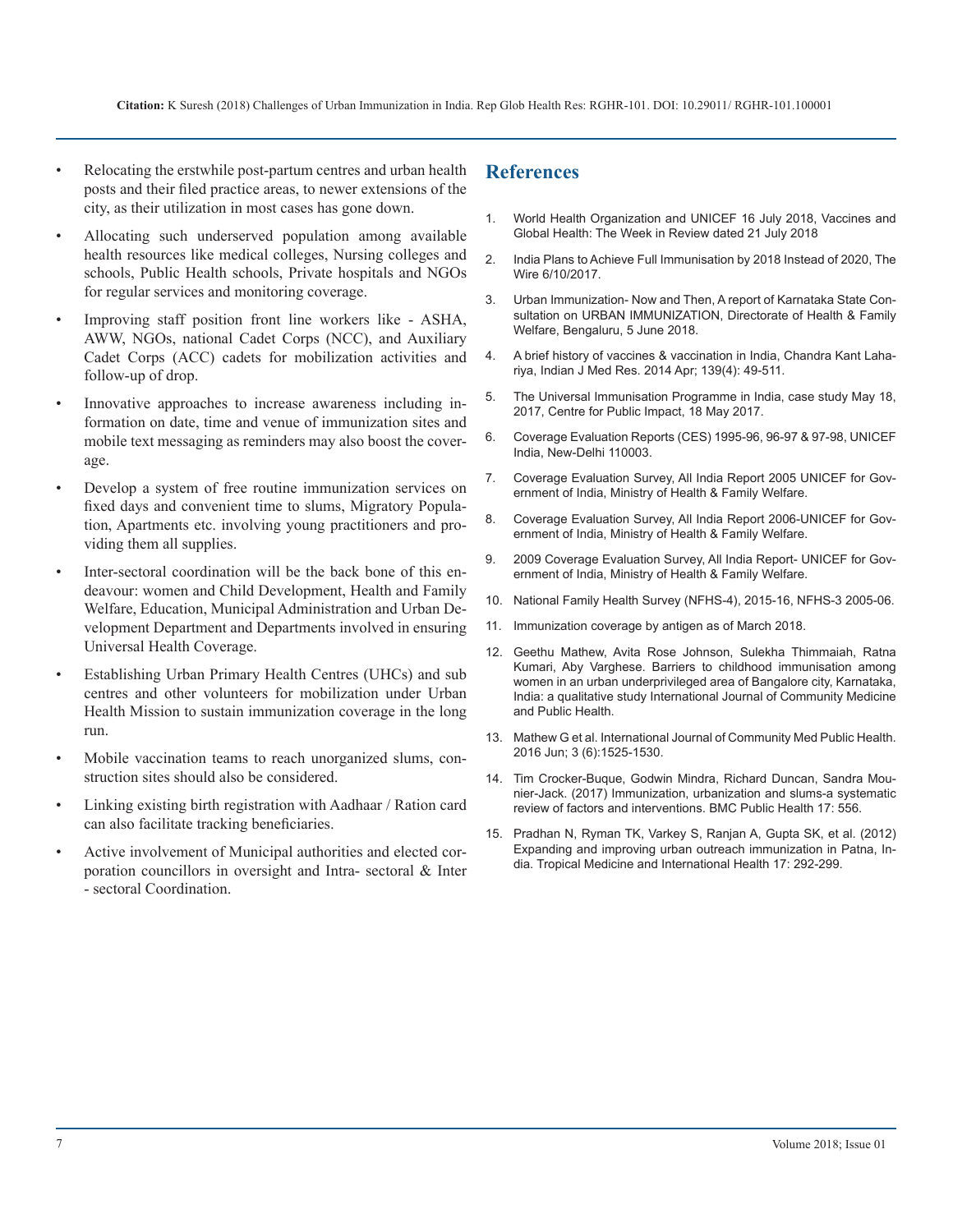- Relocating the erstwhile post-partum centres and urban health posts and their filed practice areas, to newer extensions of the city, as their utilization in most cases has gone down.
- Allocating such underserved population among available health resources like medical colleges, Nursing colleges and schools, Public Health schools, Private hospitals and NGOs for regular services and monitoring coverage.
- Improving staff position front line workers like - ASHA, AWW, NGOs, national Cadet Corps (NCC), and Auxiliary Cadet Corps (ACC) cadets for mobilization activities and follow-up of drop.
- Innovative approaches to increase awareness including information on date, time and venue of immunization sites and mobile text messaging as reminders may also boost the coverage.
- Develop a system of free routine immunization services on fixed days and convenient time to slums, Migratory Population, Apartments etc. involving young practitioners and providing them all supplies.
- Inter-sectoral coordination will be the back bone of this endeavour: women and Child Development, Health and Family Welfare, Education, Municipal Administration and Urban Development Department and Departments involved in ensuring Universal Health Coverage.
- Establishing Urban Primary Health Centres (UHCs) and sub centres and other volunteers for mobilization under Urban Health Mission to sustain immunization coverage in the long run.
- Mobile vaccination teams to reach unorganized slums, construction sites should also be considered.
- Linking existing birth registration with Aadhaar / Ration card can also facilitate tracking beneficiaries.
- Active involvement of Municipal authorities and elected corporation councillors in oversight and Intra- sectoral & Inter - sectoral Coordination.

## References

1. World Health Organization and UNICEF 16 July 2018, Vaccines and Global Health: The Week in Review dated 21 July 2018
2. India Plans to Achieve Full Immunisation by 2018 Instead of 2020, The Wire 6/10/2017.
3. Urban Immunization- Now and Then, A report of Karnataka State Consultation on URBAN IMMUNIZATION, Directorate of Health & Family Welfare, Bengaluru, 5 June 2018.
4. A brief history of vaccines & vaccination in India, Chandra Kant Lahariya, Indian J Med Res. 2014 Apr; 139(4): 49-511.
5. The Universal Immunisation Programme in India, case study May 18, 2017, Centre for Public Impact, 18 May 2017.
6. Coverage Evaluation Reports (CES) 1995-96, 96-97 & 97-98, UNICEF India, New-Delhi 110003.
7. Coverage Evaluation Survey, All India Report 2005 UNICEF for Government of India, Ministry of Health & Family Welfare.
8. Coverage Evaluation Survey, All India Report 2006-UNICEF for Government of India, Ministry of Health & Family Welfare.
9. 2009 Coverage Evaluation Survey, All India Report- UNICEF for Government of India, Ministry of Health & Family Welfare.
10. National Family Health Survey (NFHS-4), 2015-16, NFHS-3 2005-06.
11. Immunization coverage by antigen as of March 2018.
12. Geethu Mathew, Avita Rose Johnson, Sulekha Thimmaiah, Ratna Kumari, Aby Varghese. Barriers to childhood immunisation among women in an urban underprivileged area of Bangalore city, Karnataka, India: a qualitative study International Journal of Community Medicine and Public Health.
13. Mathew G et al. International Journal of Community Med Public Health. 2016 Jun; 3 (6):1525-1530.
14. Tim Crocker-Buque, Godwin Mindra, Richard Duncan, Sandra Mounier-Jack. (2017) Immunization, urbanization and slums-a systematic review of factors and interventions. BMC Public Health 17: 556.
15. Pradhan N, Ryman TK, Varkey S, Ranjan A, Gupta SK, et al. (2012) Expanding and improving urban outreach immunization in Patna, India. Tropical Medicine and International Health 17: 292-299.